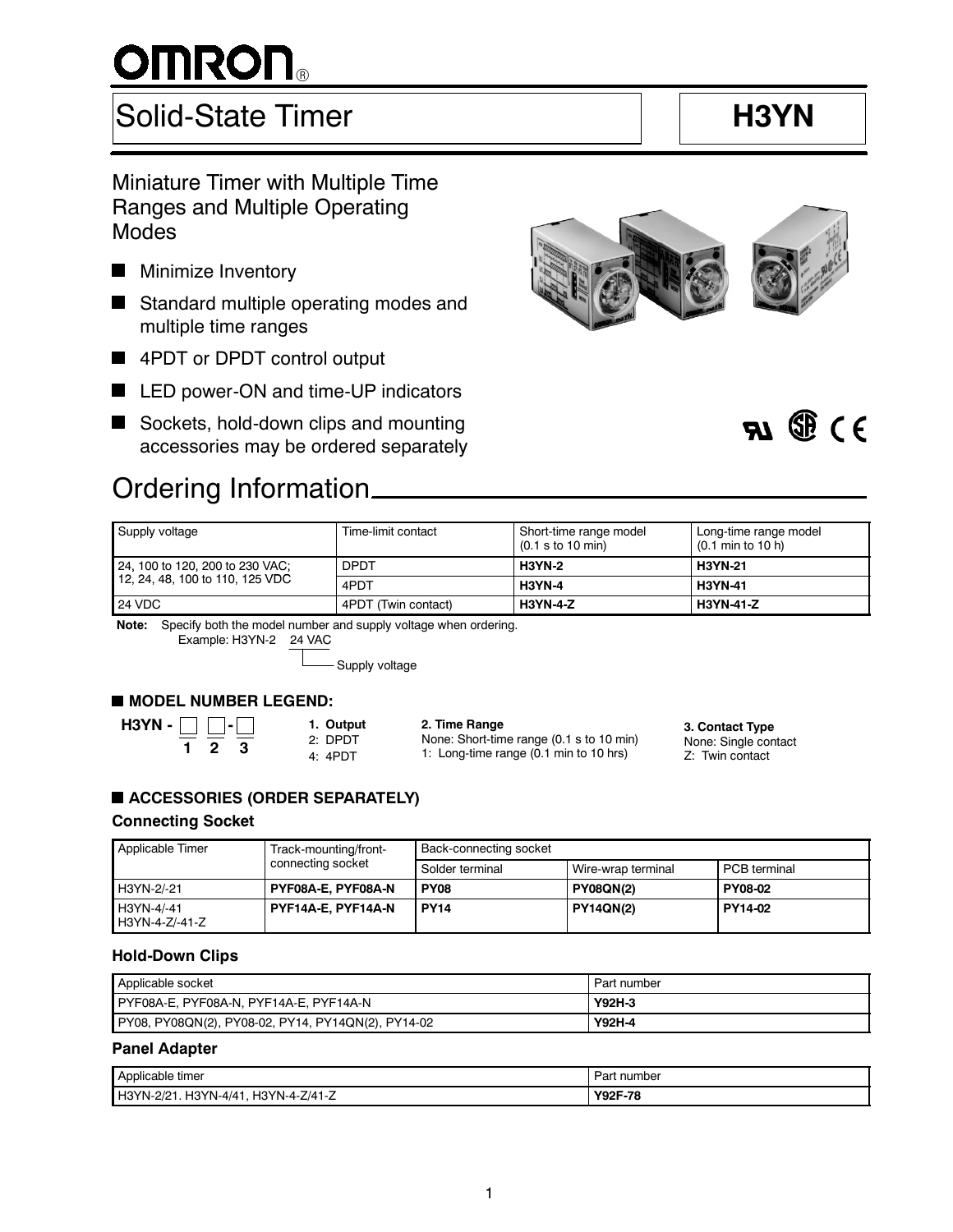# Solid-State Timer

# H3YN

## Miniature Timer with Multiple Time Ranges and Multiple Operating Modes

- Minimize Inventory
- Standard multiple operating modes and multiple time ranges
- 4PDT or DPDT control output
- LED power-ON and time-UP indicators
- Sockets, hold-down clips and mounting accessories may be ordered separately

# Ordering Information

| Supply voltage | Time-limit contact | Short-time range model (0.1 s to 10 min) | Long-time range model (0.1 min to 10 h) |
|---|---|---|---|
| 24, 100 to 120, 200 to 230 VAC; 12, 24, 48, 100 to 110, 125 VDC | DPDT | **H3YN-2** | **H3YN-21** |
| | 4PDT | **H3YN-4** | **H3YN-41** |
| 24 VDC | 4PDT (Twin contact) | **H3YN-4-Z** | **H3YN-41-Z** |

**Note:** Specify both the model number and supply voltage when ordering.
Example: H3YN-2 24 VAC (24 VAC = Supply voltage)

## ■ MODEL NUMBER LEGEND:

H3YN - □ □ - □
1 2 3

**1. Output**
2: DPDT
4: 4PDT

**2. Time Range**
None: Short-time range (0.1 s to 10 min)
1: Long-time range (0.1 min to 10 hrs)

**3. Contact Type**
None: Single contact
Z: Twin contact

## ■ ACCESSORIES (ORDER SEPARATELY)

### Connecting Socket

| Applicable Timer | Track-mounting/front-connecting socket | Back-connecting socket | | |
|---|---|---|---|---|
| | | Solder terminal | Wire-wrap terminal | PCB terminal |
| H3YN-2/-21 | **PYF08A-E, PYF08A-N** | **PY08** | **PY08QN(2)** | **PY08-02** |
| H3YN-4/-41 H3YN-4-Z/-41-Z | **PYF14A-E, PYF14A-N** | **PY14** | **PY14QN(2)** | **PY14-02** |

### Hold-Down Clips

| Applicable socket | Part number |
|---|---|
| PYF08A-E, PYF08A-N, PYF14A-E, PYF14A-N | **Y92H-3** |
| PY08, PY08QN(2), PY08-02, PY14, PY14QN(2), PY14-02 | **Y92H-4** |

### Panel Adapter

| Applicable timer | Part number |
|---|---|
| H3YN-2/21. H3YN-4/41, H3YN-4-Z/41-Z | **Y92F-78** |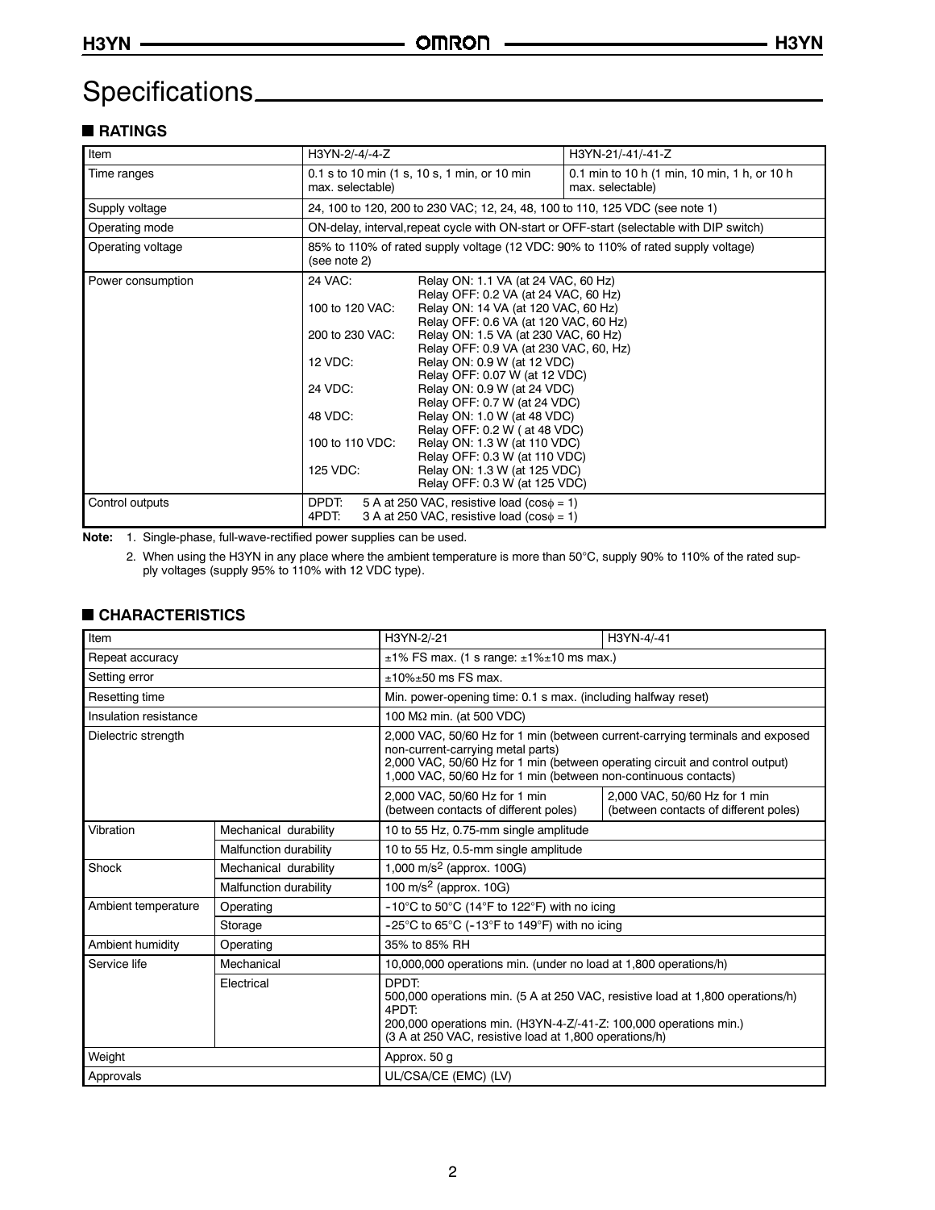# Specifications

## ■ RATINGS

| Item | H3YN-2/-4/-4-Z | H3YN-21/-41/-41-Z |
|---|---|---|
| Time ranges | 0.1 s to 10 min (1 s, 10 s, 1 min, or 10 min max. selectable) | 0.1 min to 10 h (1 min, 10 min, 1 h, or 10 h max. selectable) |
| Supply voltage | 24, 100 to 120, 200 to 230 VAC; 12, 24, 48, 100 to 110, 125 VDC (see note 1) | |
| Operating mode | ON-delay, interval,repeat cycle with ON-start or OFF-start (selectable with DIP switch) | |
| Operating voltage | 85% to 110% of rated supply voltage (12 VDC: 90% to 110% of rated supply voltage) (see note 2) | |
| Power consumption | 24 VAC: Relay ON: 1.1 VA (at 24 VAC, 60 Hz) Relay OFF: 0.2 VA (at 24 VAC, 60 Hz)<br>100 to 120 VAC: Relay ON: 14 VA (at 120 VAC, 60 Hz) Relay OFF: 0.6 VA (at 120 VAC, 60 Hz)<br>200 to 230 VAC: Relay ON: 1.5 VA (at 230 VAC, 60 Hz) Relay OFF: 0.9 VA (at 230 VAC, 60, Hz)<br>12 VDC: Relay ON: 0.9 W (at 12 VDC) Relay OFF: 0.07 W (at 12 VDC)<br>24 VDC: Relay ON: 0.9 W (at 24 VDC) Relay OFF: 0.7 W (at 24 VDC)<br>48 VDC: Relay ON: 1.0 W (at 48 VDC) Relay OFF: 0.2 W ( at 48 VDC)<br>100 to 110 VDC: Relay ON: 1.3 W (at 110 VDC) Relay OFF: 0.3 W (at 110 VDC)<br>125 VDC: Relay ON: 1.3 W (at 125 VDC) Relay OFF: 0.3 W (at 125 VDC) | |
| Control outputs | DPDT: 5 A at 250 VAC, resistive load ($\cos\phi = 1$)<br>4PDT: 3 A at 250 VAC, resistive load ($\cos\phi = 1$) | |

**Note:** 1. Single-phase, full-wave-rectified power supplies can be used.

2. When using the H3YN in any place where the ambient temperature is more than 50°C, supply 90% to 110% of the rated supply voltages (supply 95% to 110% with 12 VDC type).

## ■ CHARACTERISTICS

| Item | | H3YN-2/-21 | H3YN-4/-41 |
|---|---|---|---|
| Repeat accuracy | | ±1% FS max. (1 s range: ±1%±10 ms max.) | |
| Setting error | | ±10%±50 ms FS max. | |
| Resetting time | | Min. power-opening time: 0.1 s max. (including halfway reset) | |
| Insulation resistance | | 100 MΩ min. (at 500 VDC) | |
| Dielectric strength | | 2,000 VAC, 50/60 Hz for 1 min (between current-carrying terminals and exposed non-current-carrying metal parts)<br>2,000 VAC, 50/60 Hz for 1 min (between operating circuit and control output)<br>1,000 VAC, 50/60 Hz for 1 min (between non-continuous contacts) | |
| | | 2,000 VAC, 50/60 Hz for 1 min (between contacts of different poles) | 2,000 VAC, 50/60 Hz for 1 min (between contacts of different poles) |
| Vibration | Mechanical durability | 10 to 55 Hz, 0.75-mm single amplitude | |
| | Malfunction durability | 10 to 55 Hz, 0.5-mm single amplitude | |
| Shock | Mechanical durability | 1,000 $m/s^2$ (approx. 100G) | |
| | Malfunction durability | 100 $m/s^2$ (approx. 10G) | |
| Ambient temperature | Operating | –10°C to 50°C (14°F to 122°F) with no icing | |
| | Storage | –25°C to 65°C (–13°F to 149°F) with no icing | |
| Ambient humidity | Operating | 35% to 85% RH | |
| Service life | Mechanical | 10,000,000 operations min. (under no load at 1,800 operations/h) | |
| | Electrical | DPDT:<br>500,000 operations min. (5 A at 250 VAC, resistive load at 1,800 operations/h)<br>4PDT:<br>200,000 operations min. (H3YN-4-Z/-41-Z: 100,000 operations min.)<br>(3 A at 250 VAC, resistive load at 1,800 operations/h) | |
| Weight | | Approx. 50 g | |
| Approvals | | UL/CSA/CE (EMC) (LV) | |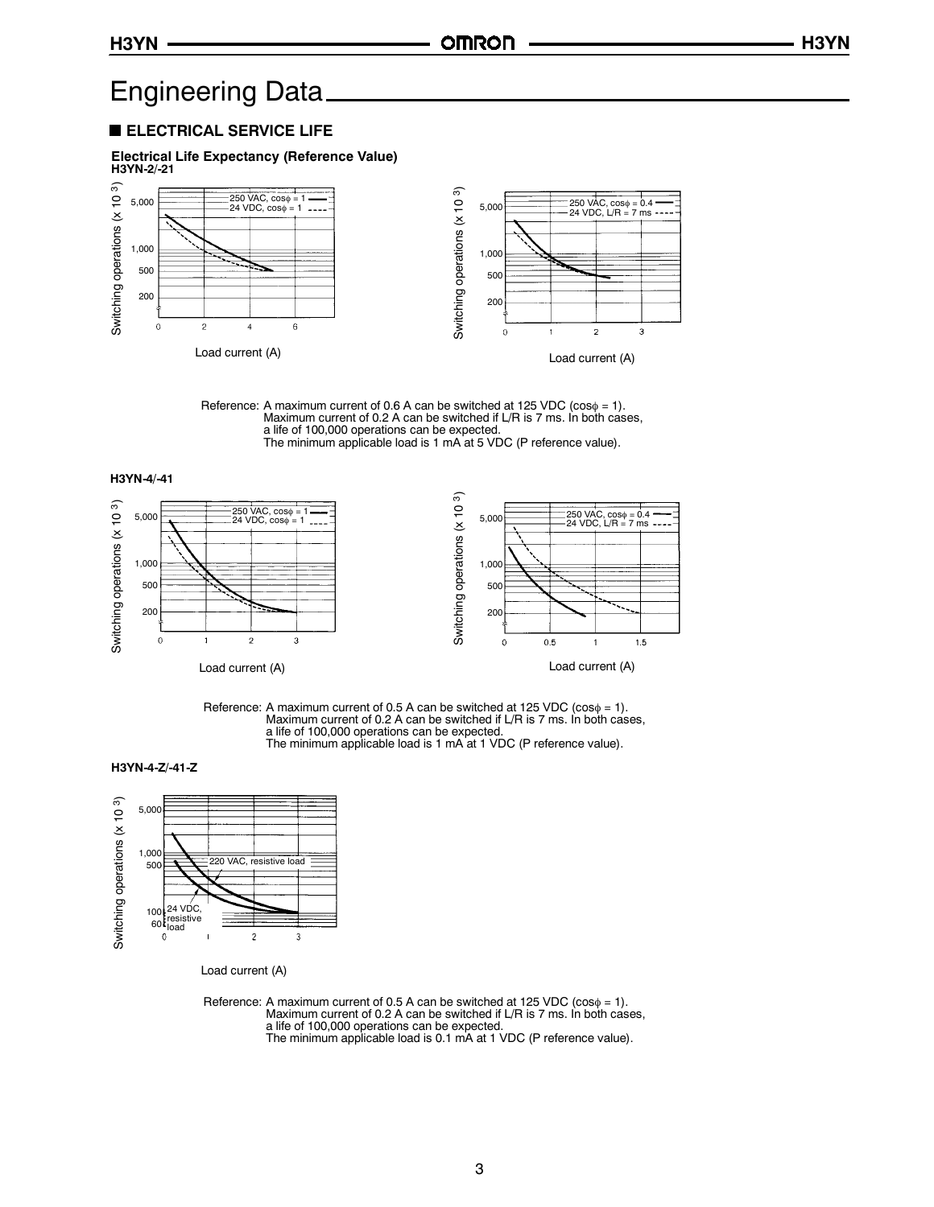# Engineering Data

## ELECTRICAL SERVICE LIFE

**Electrical Life Expectancy (Reference Value)**

**H3YN-2/-21**

Reference: A maximum current of 0.6 A can be switched at 125 VDC (cosϕ = 1).
Maximum current of 0.2 A can be switched if L/R is 7 ms. In both cases, a life of 100,000 operations can be expected.
The minimum applicable load is 1 mA at 5 VDC (P reference value).

**H3YN-4/-41**

Reference: A maximum current of 0.5 A can be switched at 125 VDC (cosϕ = 1).
Maximum current of 0.2 A can be switched if L/R is 7 ms. In both cases, a life of 100,000 operations can be expected.
The minimum applicable load is 1 mA at 1 VDC (P reference value).

**H3YN-4-Z/-41-Z**

Reference: A maximum current of 0.5 A can be switched at 125 VDC (cosϕ = 1).
Maximum current of 0.2 A can be switched if L/R is 7 ms. In both cases, a life of 100,000 operations can be expected.
The minimum applicable load is 0.1 mA at 1 VDC (P reference value).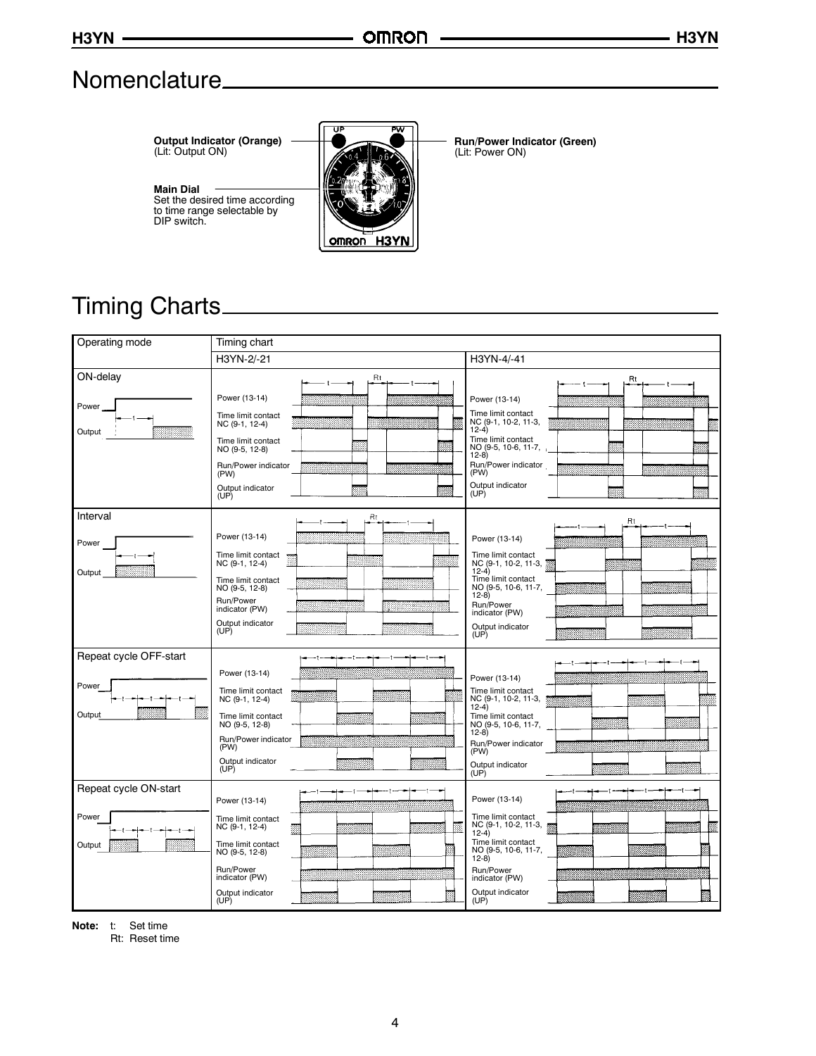## Nomenclature

**Output Indicator (Orange)**
(Lit: Output ON)

**Main Dial**
Set the desired time according to time range selectable by DIP switch.

**Run/Power Indicator (Green)**
(Lit: Power ON)

## Timing Charts

| Operating mode | Timing chart | |
|---|---|---|
| | H3YN-2/-21 | H3YN-4/-41 |
| ON-delay | Power (13-14)<br>Time limit contact NC (9-1, 12-4)<br>Time limit contact NO (9-5, 12-8)<br>Run/Power indicator (PW)<br>Output indicator (UP) | Power (13-14)<br>Time limit contact NC (9-1, 10-2, 11-3, 12-4)<br>Time limit contact NO (9-5, 10-6, 11-7, 12-8)<br>Run/Power indicator (PW)<br>Output indicator (UP) |
| Interval | Power (13-14)<br>Time limit contact NC (9-1, 12-4)<br>Time limit contact NO (9-5, 12-8)<br>Run/Power indicator (PW)<br>Output indicator (UP) | Power (13-14)<br>Time limit contact NC (9-1, 10-2, 11-3, 12-4)<br>Time limit contact NO (9-5, 10-6, 11-7, 12-8)<br>Run/Power indicator (PW)<br>Output indicator (UP) |
| Repeat cycle OFF-start | Power (13-14)<br>Time limit contact NC (9-1, 12-4)<br>Time limit contact NO (9-5, 12-8)<br>Run/Power indicator (PW)<br>Output indicator (UP) | Power (13-14)<br>Time limit contact NC (9-1, 10-2, 11-3, 12-4)<br>Time limit contact NO (9-5, 10-6, 11-7, 12-8)<br>Run/Power indicator (PW)<br>Output indicator (UP) |
| Repeat cycle ON-start | Power (13-14)<br>Time limit contact NC (9-1, 12-4)<br>Time limit contact NO (9-5, 12-8)<br>Run/Power indicator (PW)<br>Output indicator (UP) | Power (13-14)<br>Time limit contact NC (9-1, 10-2, 11-3, 12-4)<br>Time limit contact NO (9-5, 10-6, 11-7, 12-8)<br>Run/Power indicator (PW)<br>Output indicator (UP) |

**Note:** t: Set time
Rt: Reset time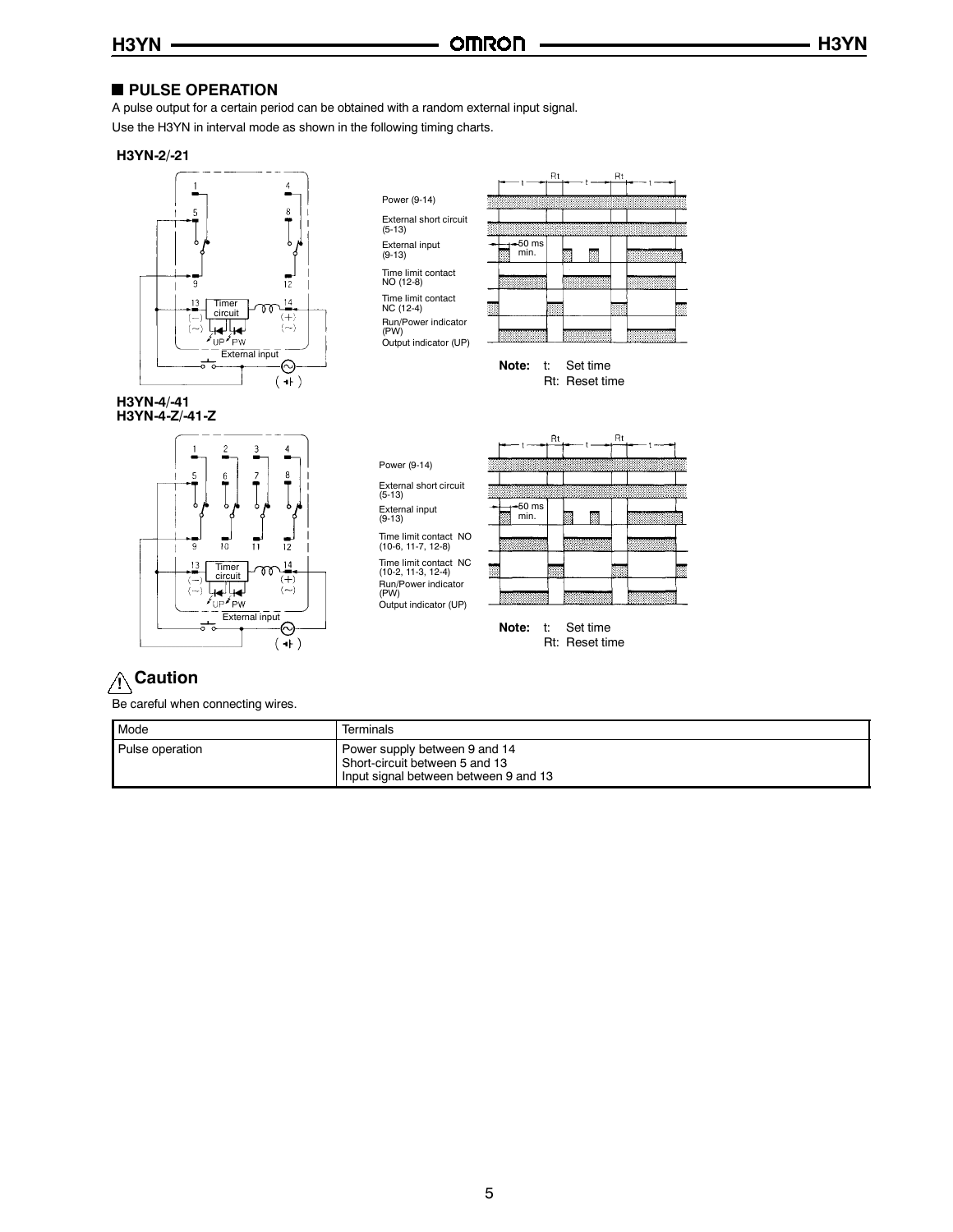## PULSE OPERATION

A pulse output for a certain period can be obtained with a random external input signal.

Use the H3YN in interval mode as shown in the following timing charts.

**H3YN-2/-21**

Power (9-14)

External short circuit (5-13)

External input (9-13)

Time limit contact NO (12-8)

Time limit contact NC (12-4)

Run/Power indicator (PW)

Output indicator (UP)

50 ms min.

**Note:** t: Set time
Rt: Reset time

**H3YN-4/-41**
**H3YN-4-Z/-41-Z**

Power (9-14)

External short circuit (5-13)

External input (9-13)

Time limit contact NO (10-6, 11-7, 12-8)

Time limit contact NC (10-2, 11-3, 12-4)

Run/Power indicator (PW)

Output indicator (UP)

50 ms min.

**Note:** t: Set time
Rt: Reset time

## ⚠ Caution

Be careful when connecting wires.

| Mode | Terminals |
|---|---|
| Pulse operation | Power supply between 9 and 14<br>Short-circuit between 5 and 13<br>Input signal between between 9 and 13 |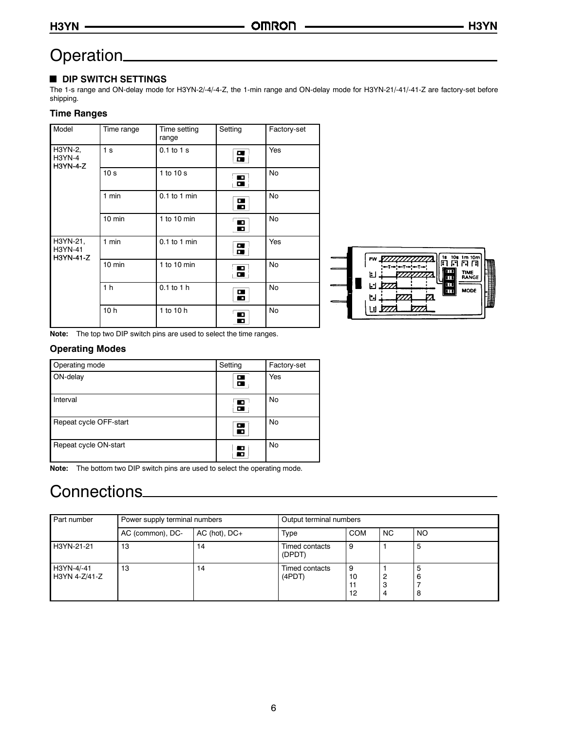# Operation

## DIP SWITCH SETTINGS

The 1-s range and ON-delay mode for H3YN-2/-4/-4-Z, the 1-min range and ON-delay mode for H3YN-21/-41/-41-Z are factory-set before shipping.

### Time Ranges

| Model | Time range | Time setting range | Setting | Factory-set |
|---|---|---|---|---|
| H3YN-2, H3YN-4 H3YN-4-Z | 1 s | 0.1 to 1 s | | Yes |
| | 10 s | 1 to 10 s | | No |
| | 1 min | 0.1 to 1 min | | No |
| | 10 min | 1 to 10 min | | No |
| H3YN-21, H3YN-41 H3YN-41-Z | 1 min | 0.1 to 1 min | | Yes |
| | 10 min | 1 to 10 min | | No |
| | 1 h | 0.1 to 1 h | | No |
| | 10 h | 1 to 10 h | | No |

**Note:** The top two DIP switch pins are used to select the time ranges.

### Operating Modes

| Operating mode | Setting | Factory-set |
|---|---|---|
| ON-delay | | Yes |
| Interval | | No |
| Repeat cycle OFF-start | | No |
| Repeat cycle ON-start | | No |

**Note:** The bottom two DIP switch pins are used to select the operating mode.

# Connections

| Part number | Power supply terminal numbers | | Output terminal numbers | | | |
|---|---|---|---|---|---|---|
| | AC (common), DC- | AC (hot), DC+ | Type | COM | NC | NO |
| H3YN-21-21 | 13 | 14 | Timed contacts (DPDT) | 9 | 1 | 5 |
| H3YN-4/-41 H3YN 4-Z/41-Z | 13 | 14 | Timed contacts (4PDT) | 9 10 11 12 | 1 2 3 4 | 5 6 7 8 |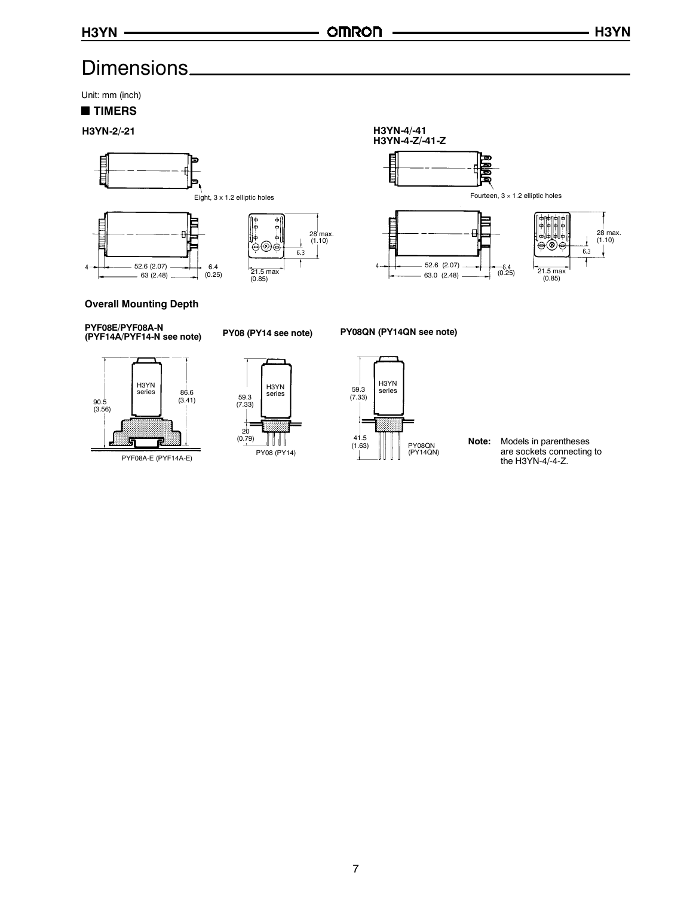# Dimensions

Unit: mm (inch)

## TIMERS

### H3YN-2/-21

Eight, 3 x 1.2 elliptic holes

4
52.6 (2.07)
63 (2.48)
6.4 (0.25)
28 max. (1.10)
6.3
21.5 max (0.85)

### H3YN-4/-41
### H3YN-4-Z/-41-Z

Fourteen, 3 × 1.2 elliptic holes

4
52.6 (2.07)
63.0 (2.48)
6.4 (0.25)
28 max. (1.10)
6.3
21.5 max (0.85)

## Overall Mounting Depth

**PYF08E/PYF08A-N (PYF14A/PYF14-N see note)**

H3YN series
90.5 (3.56)
86.6 (3.41)
PYF08A-E (PYF14A-E)

**PY08 (PY14 see note)**

H3YN series
59.3 (7.33)
20 (0.79)
PY08 (PY14)

**PY08QN (PY14QN see note)**

H3YN series
59.3 (7.33)
41.5 (1.63)
PY08QN (PY14QN)

**Note:** Models in parentheses are sockets connecting to the H3YN-4/-4-Z.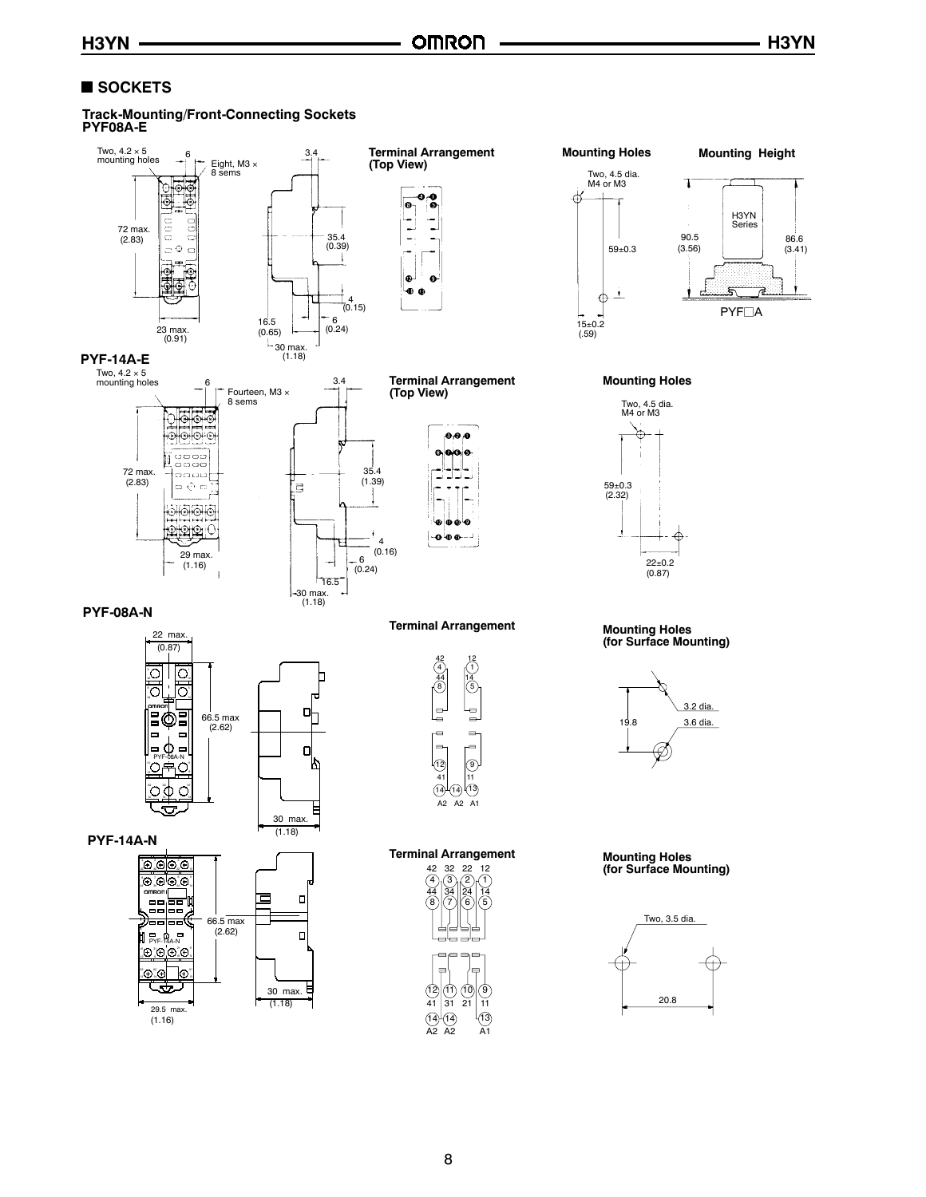## ■ SOCKETS

### Track-Mounting/Front-Connecting Sockets

#### PYF08A-E

Two, 4.2 × 5 mounting holes

6

Eight, M3 × 8 sems

72 max. (2.83)

23 max. (0.91)

3.4

35.4 (0.39)

4 (0.15)

16.5 (0.65)

6 (0.24)

30 max. (1.18)

**Terminal Arrangement (Top View)**

**Mounting Holes**

Two, 4.5 dia. M4 or M3

59±0.3

15±0.2 (.59)

**Mounting Height**

H3YN Series

90.5 (3.56)

86.6 (3.41)

PYF□A

#### PYF-14A-E

Two, 4.2 × 5 mounting holes

6

Fourteen, M3 × 8 sems

72 max. (2.83)

29 max. (1.16)

3.4

35.4 (1.39)

4 (0.16)

6 (0.24)

16.5

30 max. (1.18)

**Terminal Arrangement (Top View)**

**Mounting Holes**

Two, 4.5 dia. M4 or M3

59±0.3 (2.32)

22±0.2 (0.87)

#### PYF-08A-N

22 max. (0.87)

66.5 max (2.62)

30 max. (1.18)

**Terminal Arrangement**

42 12
4 1
44 14
8 5

12 9
41 11
14 14 13
A2 A2 A1

**Mounting Holes (for Surface Mounting)**

3.2 dia.

19.8

3.6 dia.

#### PYF-14A-N

66.5 max (2.62)

29.5 max. (1.16)

30 max. (1.18)

**Terminal Arrangement**

42 32 22 12
4 3 2 1
44 34 24 14
8 7 6 5

12 11 10 9
41 31 21 11
14 14 13
A2 A2 A1

**Mounting Holes (for Surface Mounting)**

Two, 3.5 dia.

20.8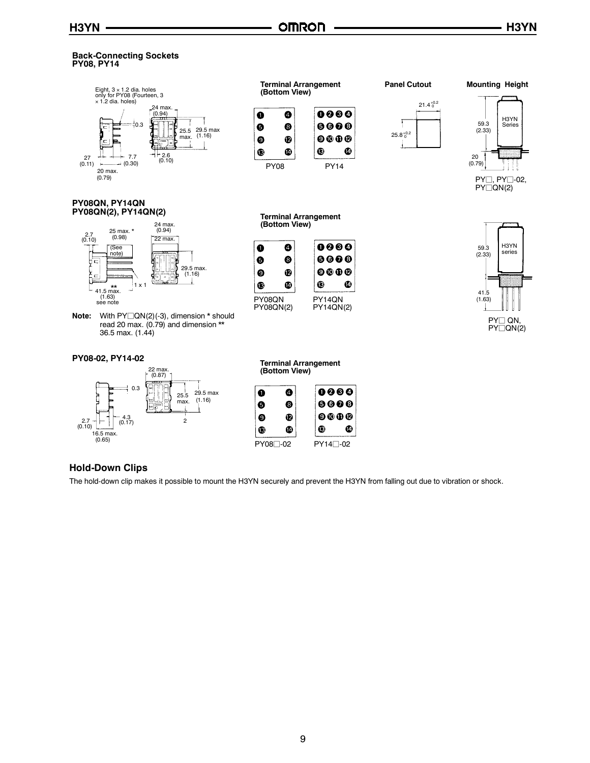### Back-Connecting Sockets
### PY08, PY14

Eight, 3 × 1.2 dia. holes only for PY08 (Fourteen, 3 × 1.2 dia. holes)

24 max. (0.94)

0.3

25.5 max.

29.5 max (1.16)

27 (0.11)

7.7 (0.30)

2.6 (0.10)

20 max. (0.79)

**Terminal Arrangement (Bottom View)**

PY08 PY14

**Panel Cutout**

$21.4^{+0.2}_{0}$

$25.8^{+0.2}_{0}$

**Mounting Height**

59.3 (2.33)

H3YN Series

20 (0.79)

PY□, PY□-02, PY□QN(2)

### PY08QN, PY14QN
### PY08QN(2), PY14QN(2)

2.7 (0.10)

25 max. * (0.98)

(See note)

24 max. (0.94)

22 max.

29.5 max. (1.16)

1 x 1

** 41.5 max. (1.63) see note

**Note:** With PY□QN(2)(-3), dimension * should read 20 max. (0.79) and dimension ** 36.5 max. (1.44)

**Terminal Arrangement (Bottom View)**

PY08QN PY08QN(2) PY14QN PY14QN(2)

59.3 (2.33)

H3YN series

41.5 (1.63)

PY□ QN, PY□QN(2)

### PY08-02, PY14-02

22 max. (0.87)

0.3

25.5 max.

29.5 max (1.16)

2.7 (0.10)

4.3 (0.17)

2

16.5 max. (0.65)

**Terminal Arrangement (Bottom View)**

PY08□-02 PY14□-02

## Hold-Down Clips

The hold-down clip makes it possible to mount the H3YN securely and prevent the H3YN from falling out due to vibration or shock.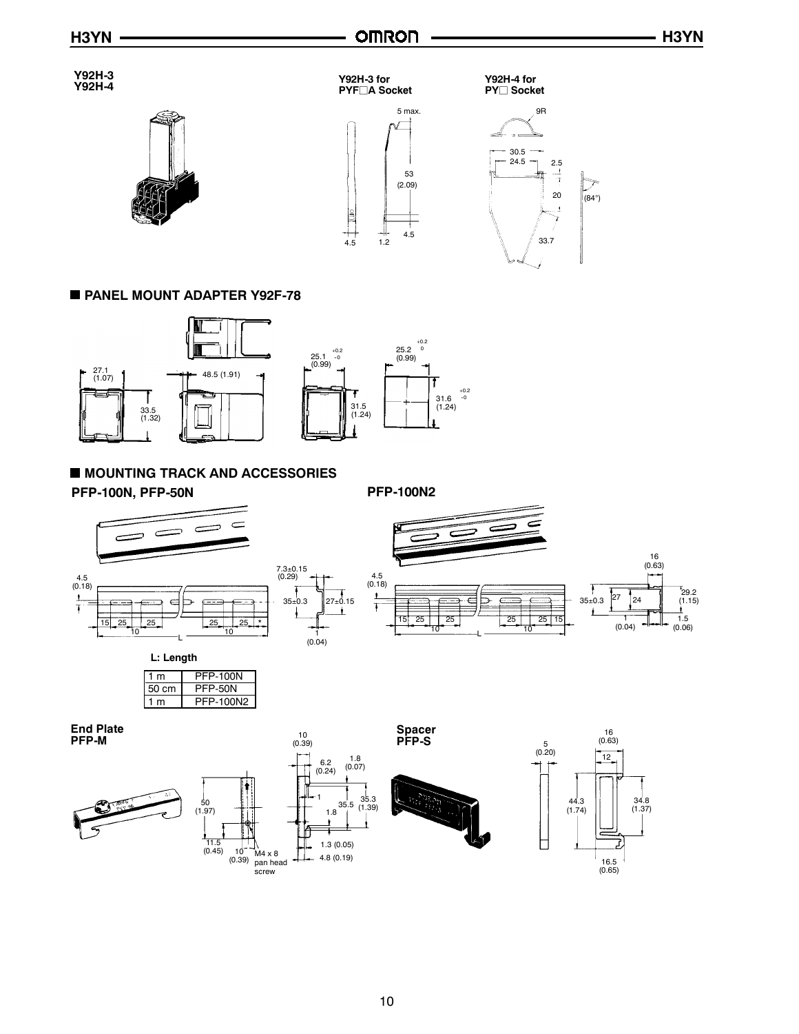**Y92H-3**
**Y92H-4**

**Y92H-3 for PYF□A Socket**

5 max.

53
(2.09)

4.5 1.2 4.5

**Y92H-4 for PY□ Socket**

9R

30.5
24.5
2.5
20
(84°)
33.7

## ■ PANEL MOUNT ADAPTER Y92F-78

27.1
(1.07)

33.5
(1.32)

48.5 (1.91)

25.1 $^{+0.2}_{-0}$
(0.99)

31.5
(1.24)

25.2 $^{+0.2}_{0}$
(0.99)

31.6 $^{+0.2}_{-0}$
(1.24)

## ■ MOUNTING TRACK AND ACCESSORIES

### PFP-100N, PFP-50N

4.5
(0.18)

15 25 10 25 25 10 25 *

L

7.3±0.15
(0.29)

35±0.3 27±0.15

1
(0.04)

### PFP-100N2

4.5
(0.18)

15 25 10 25 25 10 25 15

L

16
(0.63)

35±0.3 27 24

29.2
(1.15)

1
(0.04)

1.5
(0.06)

**L: Length**

| | |
|---|---|
| 1 m | PFP-100N |
| 50 cm | PFP-50N |
| 1 m | PFP-100N2 |

**End Plate**
**PFP-M**

50
(1.97)

11.5
(0.45)

10
(0.39)

M4 x 8 pan head screw

10
(0.39)

6.2
(0.24)

1.8
(0.07)

1

1.8

35.5

35.3
(1.39)

1.3 (0.05)

4.8 (0.19)

**Spacer**
**PFP-S**

5
(0.20)

16
(0.63)

12

44.3
(1.74)

34.8
(1.37)

16.5
(0.65)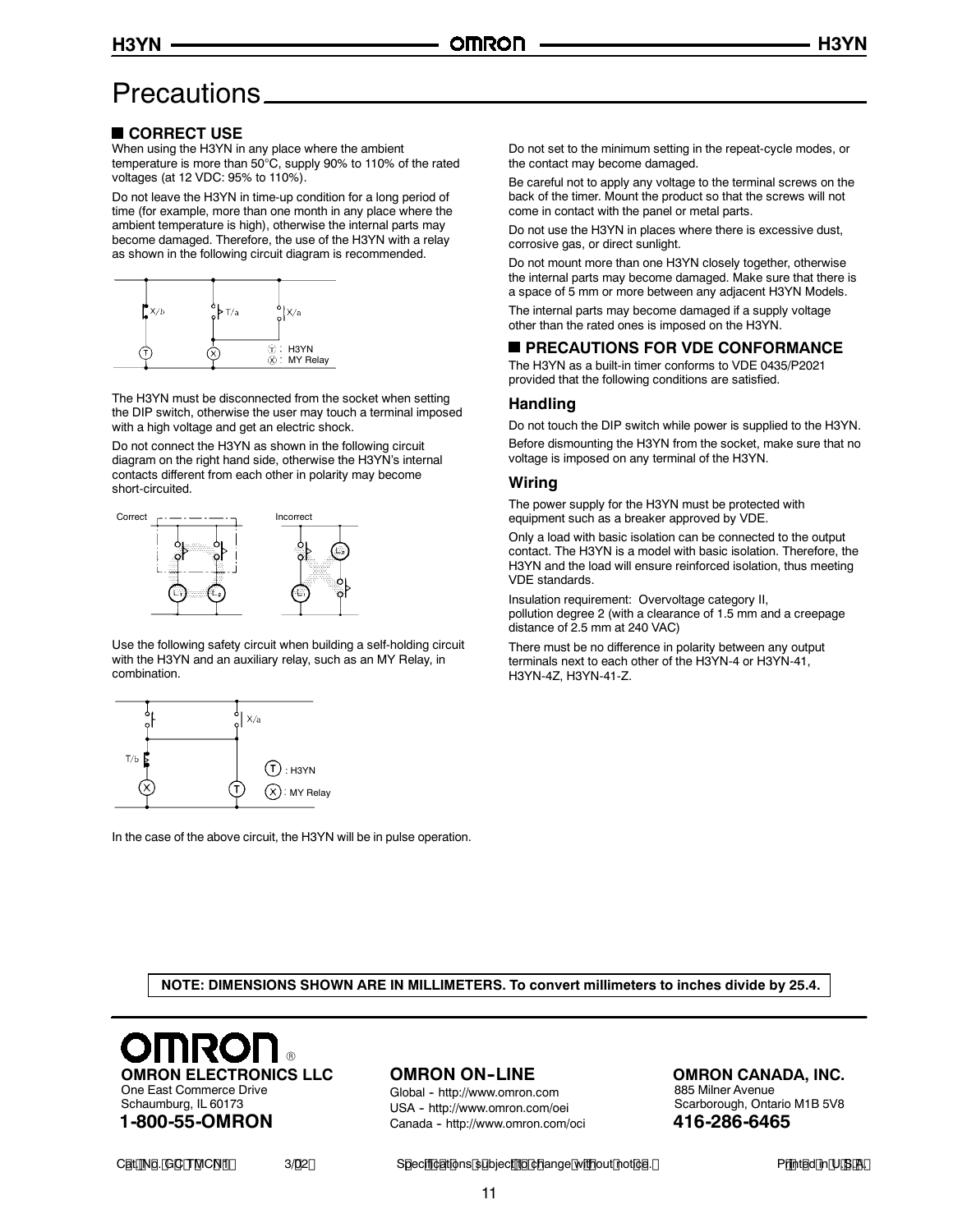# Precautions

## ■ CORRECT USE

When using the H3YN in any place where the ambient temperature is more than 50°C, supply 90% to 110% of the rated voltages (at 12 VDC: 95% to 110%).

Do not leave the H3YN in time-up condition for a long period of time (for example, more than one month in any place where the ambient temperature is high), otherwise the internal parts may become damaged. Therefore, the use of the H3YN with a relay as shown in the following circuit diagram is recommended.

X/b T/a X/a

T X

T : H3YN
X : MY Relay

The H3YN must be disconnected from the socket when setting the DIP switch, otherwise the user may touch a terminal imposed with a high voltage and get an electric shock.

Do not connect the H3YN as shown in the following circuit diagram on the right hand side, otherwise the H3YN's internal contacts different from each other in polarity may become short-circuited.

Correct

Incorrect

Use the following safety circuit when building a self-holding circuit with the H3YN and an auxiliary relay, such as an MY Relay, in combination.

X/a

T/b

X T

T : H3YN
X : MY Relay

In the case of the above circuit, the H3YN will be in pulse operation.

Do not set to the minimum setting in the repeat-cycle modes, or the contact may become damaged.

Be careful not to apply any voltage to the terminal screws on the back of the timer. Mount the product so that the screws will not come in contact with the panel or metal parts.

Do not use the H3YN in places where there is excessive dust, corrosive gas, or direct sunlight.

Do not mount more than one H3YN closely together, otherwise the internal parts may become damaged. Make sure that there is a space of 5 mm or more between any adjacent H3YN Models.

The internal parts may become damaged if a supply voltage other than the rated ones is imposed on the H3YN.

## ■ PRECAUTIONS FOR VDE CONFORMANCE

The H3YN as a built-in timer conforms to VDE 0435/P2021 provided that the following conditions are satisfied.

### Handling

Do not touch the DIP switch while power is supplied to the H3YN.

Before dismounting the H3YN from the socket, make sure that no voltage is imposed on any terminal of the H3YN.

### Wiring

The power supply for the H3YN must be protected with equipment such as a breaker approved by VDE.

Only a load with basic isolation can be connected to the output contact. The H3YN is a model with basic isolation. Therefore, the H3YN and the load will ensure reinforced isolation, thus meeting VDE standards.

Insulation requirement: Overvoltage category II,
pollution degree 2 (with a clearance of 1.5 mm and a creepage distance of 2.5 mm at 240 VAC)

There must be no difference in polarity between any output terminals next to each other of the H3YN-4 or H3YN-41, H3YN-4Z, H3YN-41-Z.

**NOTE: DIMENSIONS SHOWN ARE IN MILLIMETERS. To convert millimeters to inches divide by 25.4.**

**OMRON ELECTRONICS LLC**
One East Commerce Drive
Schaumburg, IL 60173
**1-800-55-OMRON**

**OMRON ON-LINE**
Global - http://www.omron.com
USA - http://www.omron.com/oei
Canada - http://www.omron.com/oci

**OMRON CANADA, INC.**
885 Milner Avenue
Scarborough, Ontario M1B 5V8
**416-286-6465**

Cat. No. GC TMCN1 3/02 Specifications subject to change without notice. Printed in U.S.A.